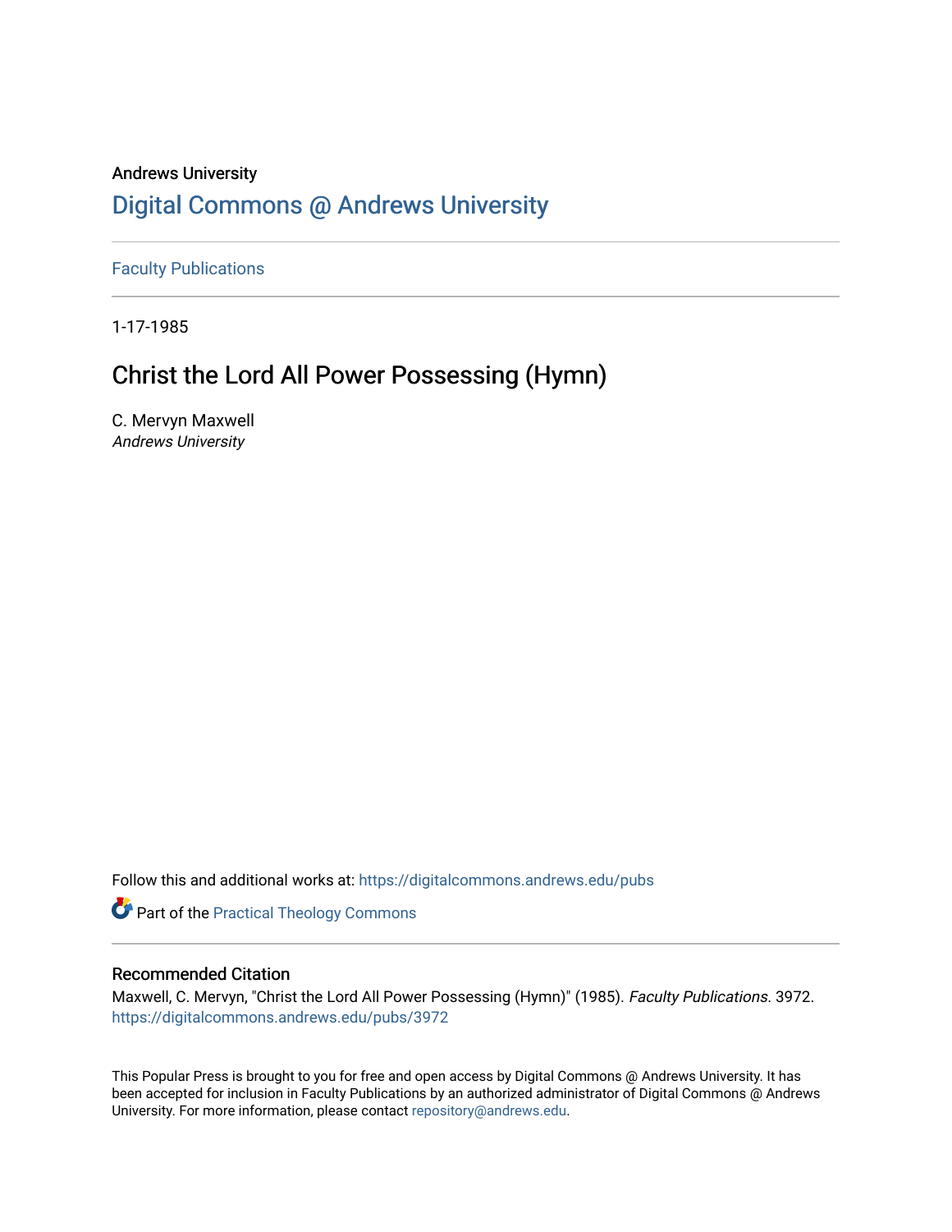Andrews University

# Digital Commons @ Andrews University

Faculty Publications

1-17-1985

## Christ the Lord All Power Possessing (Hymn)

C. Mervyn Maxwell

*Andrews University*

Follow this and additional works at: https://digitalcommons.andrews.edu/pubs

Part of the Practical Theology Commons

### Recommended Citation

Maxwell, C. Mervyn, "Christ the Lord All Power Possessing (Hymn)" (1985). *Faculty Publications*. 3972. https://digitalcommons.andrews.edu/pubs/3972

This Popular Press is brought to you for free and open access by Digital Commons @ Andrews University. It has been accepted for inclusion in Faculty Publications by an authorized administrator of Digital Commons @ Andrews University. For more information, please contact repository@andrews.edu.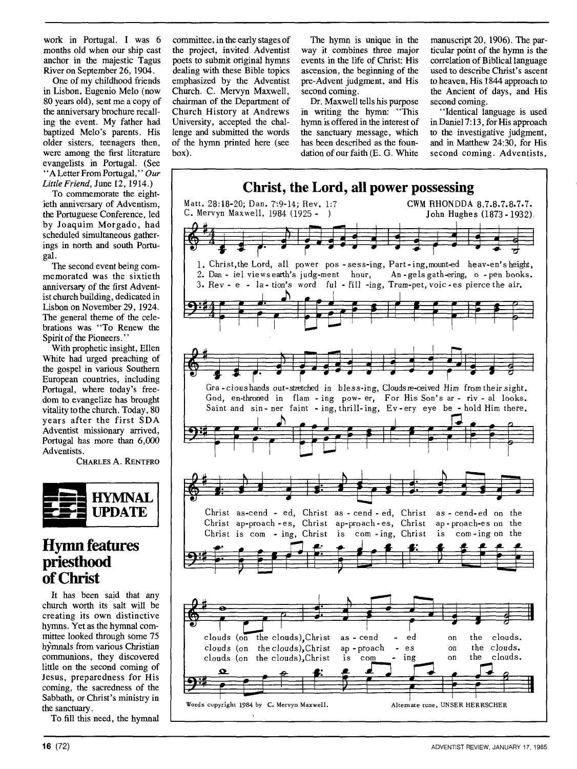work in Portugal. I was 6 months old when our ship cast anchor in the majestic Tagus River on September 26, 1904.

One of my childhood friends in Lisbon, Eugenio Melo (now 80 years old), sent me a copy of the anniversary brochure recalling the event. My father had baptized Melo's parents. His older sisters, teenagers then, were among the first literature evangelists in Portugal. (See "A Letter From Portugal," *Our Little Friend*, June 12, 1914.)

To commemorate the eightieth anniversary of Adventism, the Portuguese Conference, led by Joaquim Morgado, had scheduled simultaneous gatherings in north and south Portugal.

The second event being commemorated was the sixtieth anniversary of the first Adventist church building, dedicated in Lisbon on November 29, 1924. The general theme of the celebrations was "To Renew the Spirit of the Pioneers."

With prophetic insight, Ellen White had urged preaching of the gospel in various Southern European countries, including Portugal, where today's freedom to evangelize has brought vitality to the church. Today, 80 years after the first SDA Adventist missionary arrived, Portugal has more than 6,000 Adventists.

CHARLES A. RENTFRO

**HYMNAL UPDATE**

# Hymn features priesthood of Christ

It has been said that any church worth its salt will be creating its own distinctive hymns. Yet as the hymnal committee looked through some 75 hymnals from various Christian communions, they discovered little on the second coming of Jesus, preparedness for His coming, the sacredness of the Sabbath, or Christ's ministry in the sanctuary.

To fill this need, the hymnal committee, in the early stages of the project, invited Adventist poets to submit original hymns dealing with these Bible topics emphasized by the Adventist Church. C. Mervyn Maxwell, chairman of the Department of Church History at Andrews University, accepted the challenge and submitted the words of the hymn printed here (see box).

The hymn is unique in the way it combines three major events in the life of Christ: His ascension, the beginning of the pre-Advent judgment, and His second coming.

Dr. Maxwell tells his purpose in writing the hymn: "This hymn is offered in the interest of the sanctuary message, which has been described as the foundation of our faith (E. G. White manuscript 20, 1906). The particular point of the hymn is the correlation of Biblical language used to describe Christ's ascent to heaven, His 1844 approach to the Ancient of days, and His second coming.

"Identical language is used in Daniel 7:13, for His approach to the investigative judgment, and in Matthew 24:30, for His second coming. Adventists,

## Christ, the Lord, all power possessing

Matt. 28:18-20; Dan. 7:9-14; Rev. 1:7 — CWM RHONDDA 8.7.8.7.8.7.7.
C. Mervyn Maxwell, 1984 (1925 - ) — John Hughes (1873 - 1932)

1. Christ, the Lord, all power possessing, Parting, mounted heaven's height, Gracious hands outstretched in blessing, Clouds received Him from their sight. Christ ascended, Christ ascended, Christ ascended on the clouds (on the clouds), Christ ascended on the clouds.

2. Daniel views earth's judgment hour, Angels gathering, open books. God, enthroned in flaming power, For His Son's arrival looks. Christ approaches, Christ approaches, Christ approaches on the clouds (on the clouds), Christ approaches on the clouds.

3. Revelation's word fulfilling, Trumpet, voices pierce the air. Saint and sinner fainting, thrilling, Every eye behold Him there. Christ is coming, Christ is coming, Christ is coming on the clouds (on the clouds), Christ is coming on the clouds.

Words copyright 1984 by C. Mervyn Maxwell. Alternate tune, UNSER HERRSCHER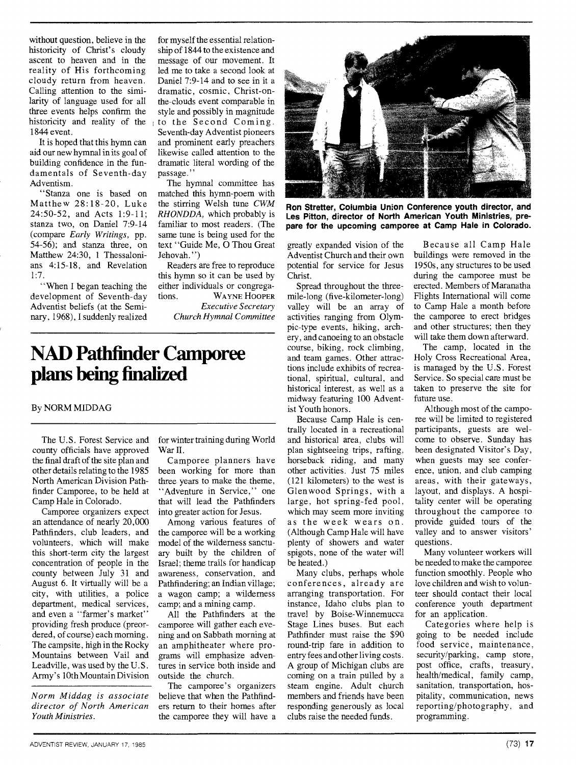without question, believe in the historicity of Christ's cloudy ascent to heaven and in the reality of His forthcoming cloudy return from heaven. Calling attention to the similarity of language used for all three events helps confirm the historicity and reality of the 1844 event.

It is hoped that this hymn can aid our new hymnal in its goal of building confidence in the fundamentals of Seventh-day Adventism.

"Stanza one is based on Matthew 28:18-20, Luke 24:50-52, and Acts 1:9-11; stanza two, on Daniel 7:9-14 (compare *Early Writings*, pp. 54-56); and stanza three, on Matthew 24:30, 1 Thessalonians 4:15-18, and Revelation 1:7.

"When I began teaching the development of Seventh-day Adventist beliefs (at the Seminary, 1968), I suddenly realized for myself the essential relationship of 1844 to the existence and message of our movement. It led me to take a second look at Daniel 7:9-14 and to see in it a dramatic, cosmic, Christ-on-the-clouds event comparable in style and possibly in magnitude to the Second Coming. Seventh-day Adventist pioneers and prominent early preachers likewise called attention to the dramatic literal wording of the passage."

The hymnal committee has matched this hymn-poem with the stirring Welsh tune *CWM RHONDDA*, which probably is familiar to most readers. (The same tune is being used for the text "Guide Me, O Thou Great Jehovah.")

Readers are free to reproduce this hymn so it can be used by either individuals or congregations.

WAYNE HOOPER
*Executive Secretary*
*Church Hymnal Committee*

# NAD Pathfinder Camporee plans being finalized

By NORM MIDDAG

The U.S. Forest Service and county officials have approved the final draft of the site plan and other details relating to the 1985 North American Division Pathfinder Camporee, to be held at Camp Hale in Colorado.

Camporee organizers expect an attendance of nearly 20,000 Pathfinders, club leaders, and volunteers, which will make this short-term city the largest concentration of people in the county between July 31 and August 6. It virtually will be a city, with utilities, a police department, medical services, and even a "farmer's market" providing fresh produce (preordered, of course) each morning. The campsite, high in the Rocky Mountains between Vail and Leadville, was used by the U.S. Army's 10th Mountain Division for winter training during World War II.

*Norm Middag is associate director of North American Youth Ministries.*

Camporee planners have been working for more than three years to make the theme, "Adventure in Service," one that will lead the Pathfinders into greater action for Jesus.

Among various features of the camporee will be a working model of the wilderness sanctuary built by the children of Israel; theme trails for handicap awareness, conservation, and Pathfindering; an Indian village; a wagon camp; a wilderness camp; and a mining camp.

All the Pathfinders at the camporee will gather each evening and on Sabbath morning at an amphitheater where programs will emphasize adventures in service both inside and outside the church.

The camporee's organizers believe that when the Pathfinders return to their homes after the camporee they will have a greatly expanded vision of the Adventist Church and their own potential for service for Jesus Christ.

**Ron Stretter, Columbia Union Conference youth director, and Les Pitton, director of North American Youth Ministries, prepare for the upcoming camporee at Camp Hale in Colorado.**

Spread throughout the three-mile-long (five-kilometer-long) valley will be an array of activities ranging from Olympic-type events, hiking, archery, and canoeing to an obstacle course, biking, rock climbing, and team games. Other attractions include exhibits of recreational, spiritual, cultural, and historical interest, as well as a midway featuring 100 Adventist Youth honors.

Because Camp Hale is centrally located in a recreational and historical area, clubs will plan sightseeing trips, rafting, horseback riding, and many other activities. Just 75 miles (121 kilometers) to the west is Glenwood Springs, with a large, hot spring-fed pool, which may seem more inviting as the week wears on. (Although Camp Hale will have plenty of showers and water spigots, none of the water will be heated.)

Many clubs, perhaps whole conferences, already are arranging transportation. For instance, Idaho clubs plan to travel by Boise-Winnemucca Stage Lines buses. But each Pathfinder must raise the $90 round-trip fare in addition to entry fees and other living costs. A group of Michigan clubs are coming on a train pulled by a steam engine. Adult church members and friends have been responding generously as local clubs raise the needed funds.

Because all Camp Hale buildings were removed in the 1950s, any structures to be used during the camporee must be erected. Members of Maranatha Flights International will come to Camp Hale a month before the camporee to erect bridges and other structures; then they will take them down afterward.

The camp, located in the Holy Cross Recreational Area, is managed by the U.S. Forest Service. So special care must be taken to preserve the site for future use.

Although most of the camporee will be limited to registered participants, guests are welcome to observe. Sunday has been designated Visitor's Day, when guests may see conference, union, and club camping areas, with their gateways, layout, and displays. A hospitality center will be operating throughout the camporee to provide guided tours of the valley and to answer visitors' questions.

Many volunteer workers will be needed to make the camporee function smoothly. People who love children and wish to volunteer should contact their local conference youth department for an application.

Categories where help is going to be needed include food service, maintenance, security/parking, camp store, post office, crafts, treasury, health/medical, family camp, sanitation, transportation, hospitality, communication, news reporting/photography, and programming.